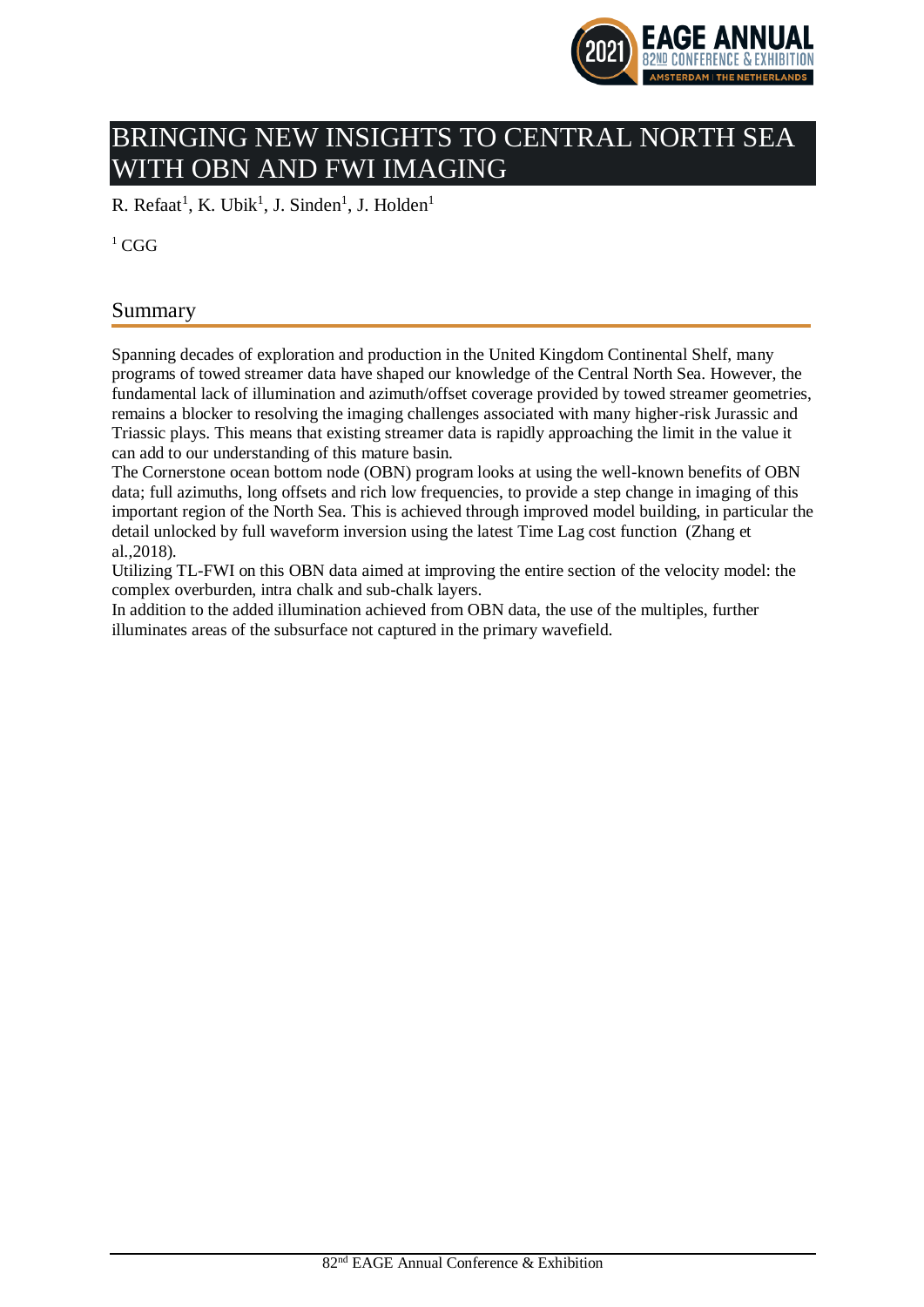# BRINGING NEW INSIGHTS TO CENTRAL NORTH SEA WITH OBN AND FWI IMAGING

R. Refaat[1], K. Ubik[1], J. Sinden[1], J. Holden[1]

[1] CGG

## Summary

Spanning decades of exploration and production in the United Kingdom Continental Shelf, many programs of towed streamer data have shaped our knowledge of the Central North Sea. However, the fundamental lack of illumination and azimuth/offset coverage provided by towed streamer geometries, remains a blocker to resolving the imaging challenges associated with many higher-risk Jurassic and Triassic plays. This means that existing streamer data is rapidly approaching the limit in the value it can add to our understanding of this mature basin.

The Cornerstone ocean bottom node (OBN) program looks at using the well-known benefits of OBN data; full azimuths, long offsets and rich low frequencies, to provide a step change in imaging of this important region of the North Sea. This is achieved through improved model building, in particular the detail unlocked by full waveform inversion using the latest Time Lag cost function (Zhang et al.,2018).

Utilizing TL-FWI on this OBN data aimed at improving the entire section of the velocity model: the complex overburden, intra chalk and sub-chalk layers.

In addition to the added illumination achieved from OBN data, the use of the multiples, further illuminates areas of the subsurface not captured in the primary wavefield.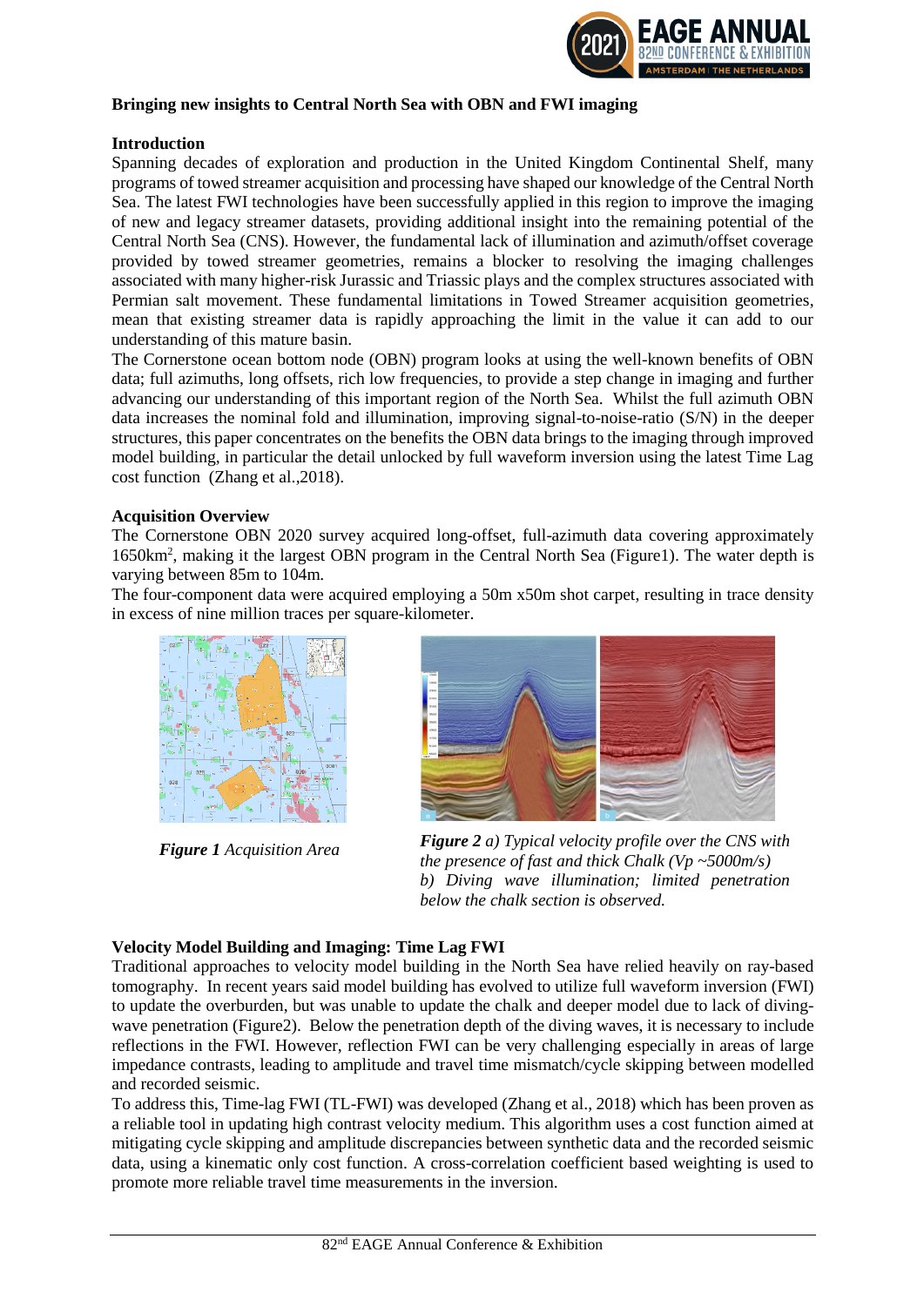**Bringing new insights to Central North Sea with OBN and FWI imaging**

**Introduction**

Spanning decades of exploration and production in the United Kingdom Continental Shelf, many programs of towed streamer acquisition and processing have shaped our knowledge of the Central North Sea. The latest FWI technologies have been successfully applied in this region to improve the imaging of new and legacy streamer datasets, providing additional insight into the remaining potential of the Central North Sea (CNS). However, the fundamental lack of illumination and azimuth/offset coverage provided by towed streamer geometries, remains a blocker to resolving the imaging challenges associated with many higher-risk Jurassic and Triassic plays and the complex structures associated with Permian salt movement. These fundamental limitations in Towed Streamer acquisition geometries, mean that existing streamer data is rapidly approaching the limit in the value it can add to our understanding of this mature basin.

The Cornerstone ocean bottom node (OBN) program looks at using the well-known benefits of OBN data; full azimuths, long offsets, rich low frequencies, to provide a step change in imaging and further advancing our understanding of this important region of the North Sea. Whilst the full azimuth OBN data increases the nominal fold and illumination, improving signal-to-noise-ratio (S/N) in the deeper structures, this paper concentrates on the benefits the OBN data brings to the imaging through improved model building, in particular the detail unlocked by full waveform inversion using the latest Time Lag cost function (Zhang et al.,2018).

**Acquisition Overview**

The Cornerstone OBN 2020 survey acquired long-offset, full-azimuth data covering approximately 1650km$^2$, making it the largest OBN program in the Central North Sea (Figure1). The water depth is varying between 85m to 104m.

The four-component data were acquired employing a 50m x50m shot carpet, resulting in trace density in excess of nine million traces per square-kilometer.

***Figure 1** Acquisition Area*

***Figure 2** a) Typical velocity profile over the CNS with the presence of fast and thick Chalk (Vp ~5000m/s) b) Diving wave illumination; limited penetration below the chalk section is observed.*

**Velocity Model Building and Imaging: Time Lag FWI**

Traditional approaches to velocity model building in the North Sea have relied heavily on ray-based tomography. In recent years said model building has evolved to utilize full waveform inversion (FWI) to update the overburden, but was unable to update the chalk and deeper model due to lack of diving-wave penetration (Figure2). Below the penetration depth of the diving waves, it is necessary to include reflections in the FWI. However, reflection FWI can be very challenging especially in areas of large impedance contrasts, leading to amplitude and travel time mismatch/cycle skipping between modelled and recorded seismic.

To address this, Time-lag FWI (TL-FWI) was developed (Zhang et al., 2018) which has been proven as a reliable tool in updating high contrast velocity medium. This algorithm uses a cost function aimed at mitigating cycle skipping and amplitude discrepancies between synthetic data and the recorded seismic data, using a kinematic only cost function. A cross-correlation coefficient based weighting is used to promote more reliable travel time measurements in the inversion.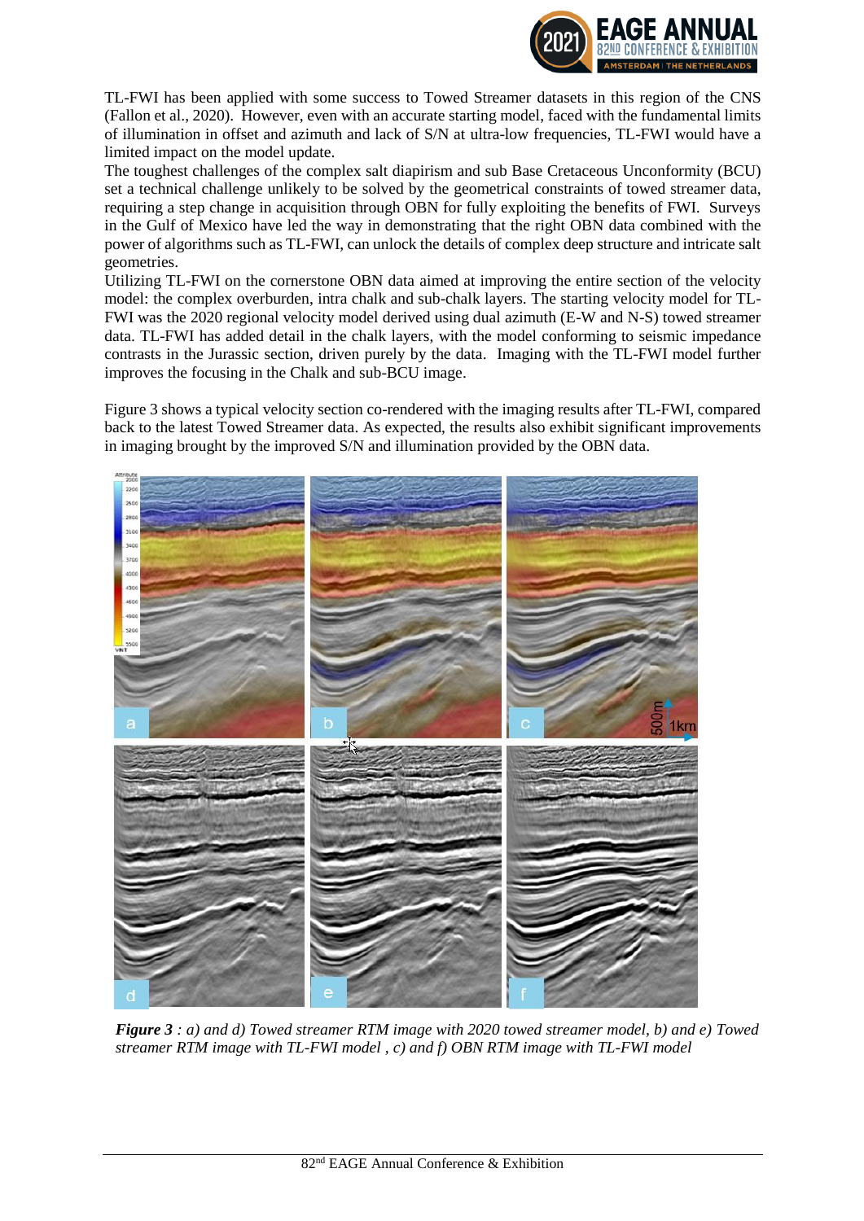TL-FWI has been applied with some success to Towed Streamer datasets in this region of the CNS (Fallon et al., 2020). However, even with an accurate starting model, faced with the fundamental limits of illumination in offset and azimuth and lack of S/N at ultra-low frequencies, TL-FWI would have a limited impact on the model update.

The toughest challenges of the complex salt diapirism and sub Base Cretaceous Unconformity (BCU) set a technical challenge unlikely to be solved by the geometrical constraints of towed streamer data, requiring a step change in acquisition through OBN for fully exploiting the benefits of FWI. Surveys in the Gulf of Mexico have led the way in demonstrating that the right OBN data combined with the power of algorithms such as TL-FWI, can unlock the details of complex deep structure and intricate salt geometries.

Utilizing TL-FWI on the cornerstone OBN data aimed at improving the entire section of the velocity model: the complex overburden, intra chalk and sub-chalk layers. The starting velocity model for TL-FWI was the 2020 regional velocity model derived using dual azimuth (E-W and N-S) towed streamer data. TL-FWI has added detail in the chalk layers, with the model conforming to seismic impedance contrasts in the Jurassic section, driven purely by the data. Imaging with the TL-FWI model further improves the focusing in the Chalk and sub-BCU image.

Figure 3 shows a typical velocity section co-rendered with the imaging results after TL-FWI, compared back to the latest Towed Streamer data. As expected, the results also exhibit significant improvements in imaging brought by the improved S/N and illumination provided by the OBN data.

***Figure 3*** *: a) and d) Towed streamer RTM image with 2020 towed streamer model, b) and e) Towed streamer RTM image with TL-FWI model , c) and f) OBN RTM image with TL-FWI model*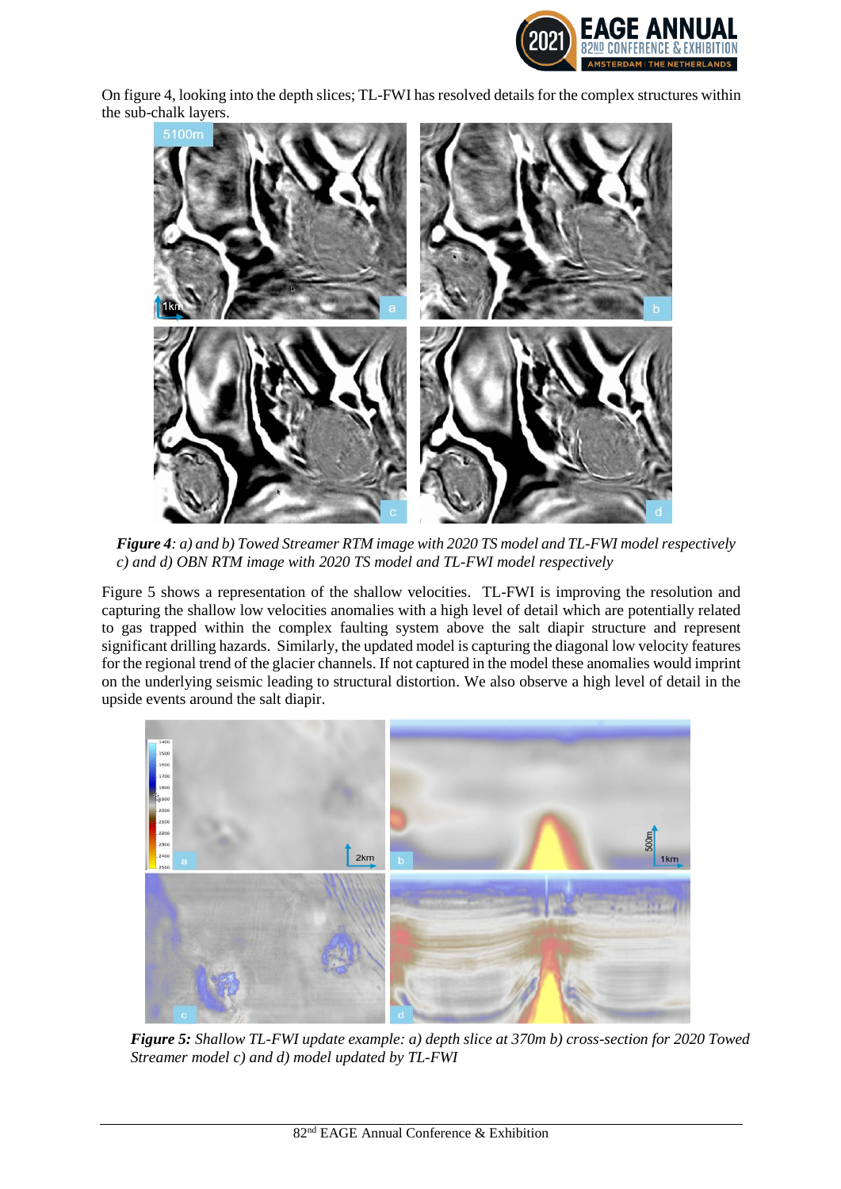On figure 4, looking into the depth slices; TL-FWI has resolved details for the complex structures within the sub-chalk layers.

***Figure 4**: a) and b) Towed Streamer RTM image with 2020 TS model and TL-FWI model respectively c) and d) OBN RTM image with 2020 TS model and TL-FWI model respectively*

Figure 5 shows a representation of the shallow velocities. TL-FWI is improving the resolution and capturing the shallow low velocities anomalies with a high level of detail which are potentially related to gas trapped within the complex faulting system above the salt diapir structure and represent significant drilling hazards. Similarly, the updated model is capturing the diagonal low velocity features for the regional trend of the glacier channels. If not captured in the model these anomalies would imprint on the underlying seismic leading to structural distortion. We also observe a high level of detail in the upside events around the salt diapir.

***Figure 5:** Shallow TL-FWI update example: a) depth slice at 370m b) cross-section for 2020 Towed Streamer model c) and d) model updated by TL-FWI*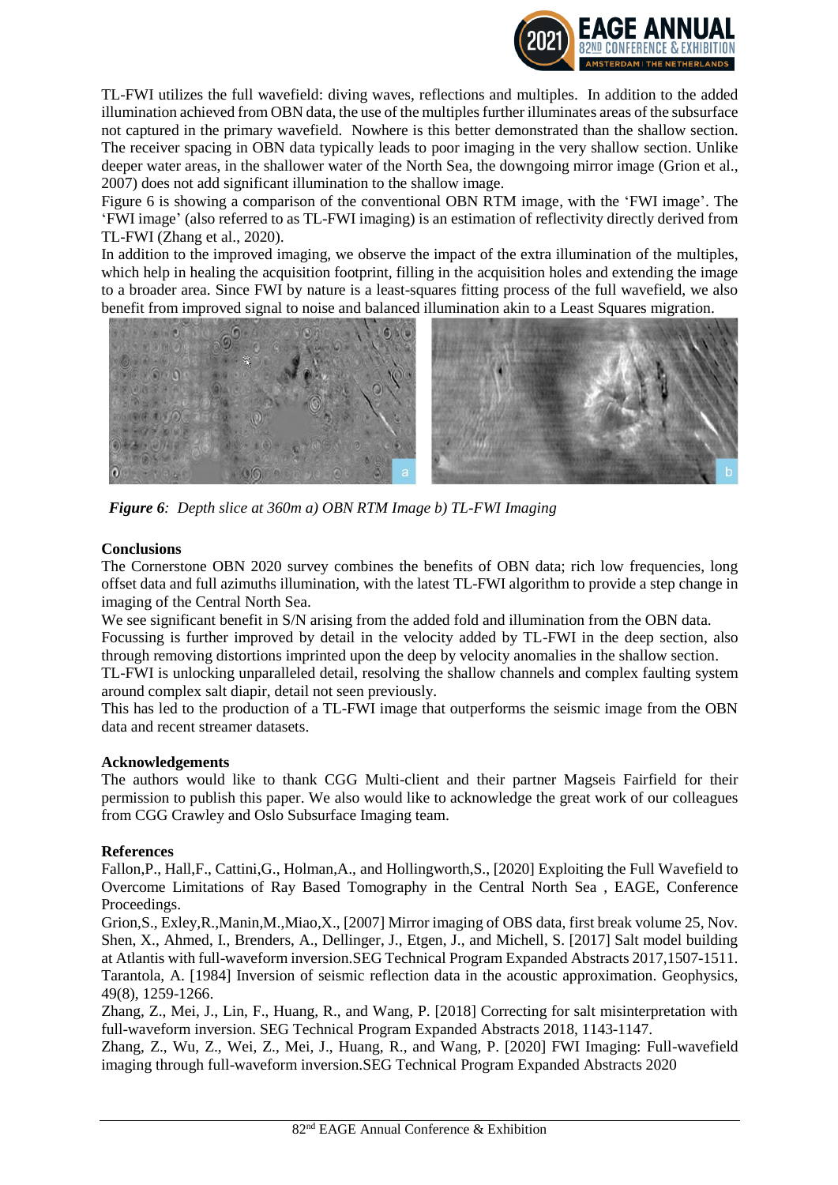TL-FWI utilizes the full wavefield: diving waves, reflections and multiples. In addition to the added illumination achieved from OBN data, the use of the multiples further illuminates areas of the subsurface not captured in the primary wavefield. Nowhere is this better demonstrated than the shallow section. The receiver spacing in OBN data typically leads to poor imaging in the very shallow section. Unlike deeper water areas, in the shallower water of the North Sea, the downgoing mirror image (Grion et al., 2007) does not add significant illumination to the shallow image.

Figure 6 is showing a comparison of the conventional OBN RTM image, with the 'FWI image'. The 'FWI image' (also referred to as TL-FWI imaging) is an estimation of reflectivity directly derived from TL-FWI (Zhang et al., 2020).

In addition to the improved imaging, we observe the impact of the extra illumination of the multiples, which help in healing the acquisition footprint, filling in the acquisition holes and extending the image to a broader area. Since FWI by nature is a least-squares fitting process of the full wavefield, we also benefit from improved signal to noise and balanced illumination akin to a Least Squares migration.

***Figure 6**: Depth slice at 360m a) OBN RTM Image b) TL-FWI Imaging*

## Conclusions

The Cornerstone OBN 2020 survey combines the benefits of OBN data; rich low frequencies, long offset data and full azimuths illumination, with the latest TL-FWI algorithm to provide a step change in imaging of the Central North Sea.

We see significant benefit in S/N arising from the added fold and illumination from the OBN data.

Focussing is further improved by detail in the velocity added by TL-FWI in the deep section, also through removing distortions imprinted upon the deep by velocity anomalies in the shallow section.

TL-FWI is unlocking unparalleled detail, resolving the shallow channels and complex faulting system around complex salt diapir, detail not seen previously.

This has led to the production of a TL-FWI image that outperforms the seismic image from the OBN data and recent streamer datasets.

## Acknowledgements

The authors would like to thank CGG Multi-client and their partner Magseis Fairfield for their permission to publish this paper. We also would like to acknowledge the great work of our colleagues from CGG Crawley and Oslo Subsurface Imaging team.

## References

Fallon,P., Hall,F., Cattini,G., Holman,A., and Hollingworth,S., [2020] Exploiting the Full Wavefield to Overcome Limitations of Ray Based Tomography in the Central North Sea , EAGE, Conference Proceedings.

Grion,S., Exley,R.,Manin,M.,Miao,X., [2007] Mirror imaging of OBS data, first break volume 25, Nov.

Shen, X., Ahmed, I., Brenders, A., Dellinger, J., Etgen, J., and Michell, S. [2017] Salt model building at Atlantis with full-waveform inversion.SEG Technical Program Expanded Abstracts 2017,1507-1511.

Tarantola, A. [1984] Inversion of seismic reflection data in the acoustic approximation. Geophysics, 49(8), 1259-1266.

Zhang, Z., Mei, J., Lin, F., Huang, R., and Wang, P. [2018] Correcting for salt misinterpretation with full-waveform inversion. SEG Technical Program Expanded Abstracts 2018, 1143-1147.

Zhang, Z., Wu, Z., Wei, Z., Mei, J., Huang, R., and Wang, P. [2020] FWI Imaging: Full-wavefield imaging through full-waveform inversion.SEG Technical Program Expanded Abstracts 2020